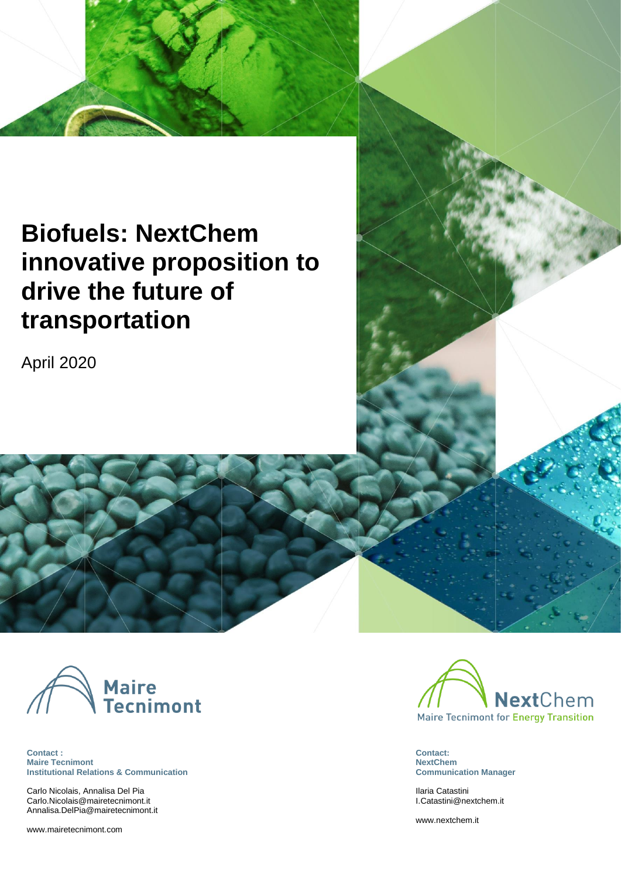# Biofuels: NextChem innovative proposition to drive the future of transportation

April 2020

Maire Tecnimont

NextChem
Maire Tecnimont for Energy Transition

**Contact :**
**Maire Tecnimont**
**Institutional Relations & Communication**

Carlo Nicolais, Annalisa Del Pia
Carlo.Nicolais@mairetecnimont.it
Annalisa.DelPia@mairetecnimont.it

www.mairetecnimont.com

**Contact:**
**NextChem**
**Communication Manager**

Ilaria Catastini
I.Catastini@nextchem.it

www.nextchem.it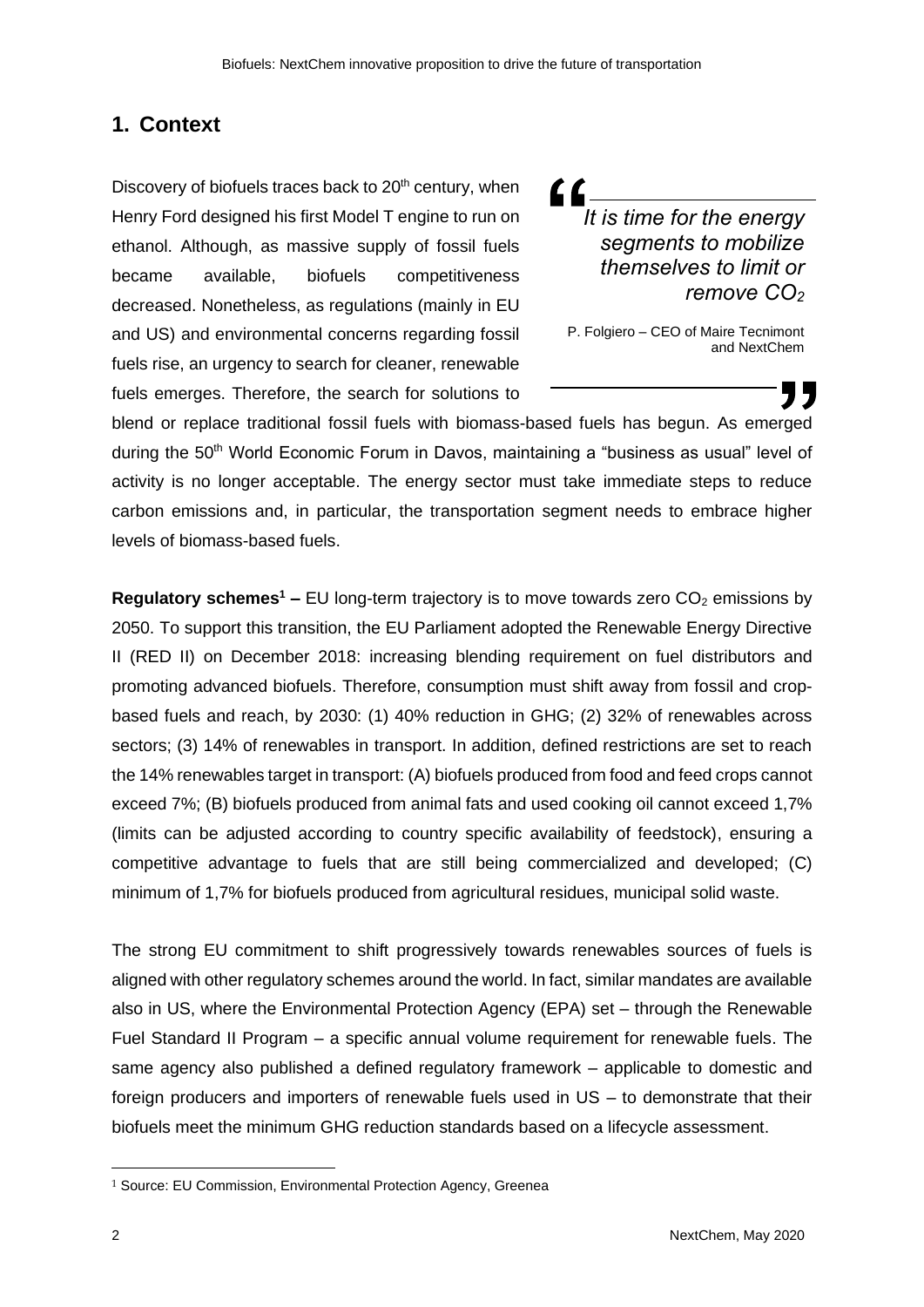## 1. Context

Discovery of biofuels traces back to 20th century, when Henry Ford designed his first Model T engine to run on ethanol. Although, as massive supply of fossil fuels became available, biofuels competitiveness decreased. Nonetheless, as regulations (mainly in EU and US) and environmental concerns regarding fossil fuels rise, an urgency to search for cleaner, renewable fuels emerges. Therefore, the search for solutions to blend or replace traditional fossil fuels with biomass-based fuels has begun. As emerged during the 50th World Economic Forum in Davos, maintaining a "business as usual" level of activity is no longer acceptable. The energy sector must take immediate steps to reduce carbon emissions and, in particular, the transportation segment needs to embrace higher levels of biomass-based fuels.

> *It is time for the energy segments to mobilize themselves to limit or remove $CO_2$*
>
> P. Folgiero – CEO of Maire Tecnimont and NextChem

**Regulatory schemes[1] –** EU long-term trajectory is to move towards zero $CO_2$ emissions by 2050. To support this transition, the EU Parliament adopted the Renewable Energy Directive II (RED II) on December 2018: increasing blending requirement on fuel distributors and promoting advanced biofuels. Therefore, consumption must shift away from fossil and crop-based fuels and reach, by 2030: (1) 40% reduction in GHG; (2) 32% of renewables across sectors; (3) 14% of renewables in transport. In addition, defined restrictions are set to reach the 14% renewables target in transport: (A) biofuels produced from food and feed crops cannot exceed 7%; (B) biofuels produced from animal fats and used cooking oil cannot exceed 1,7% (limits can be adjusted according to country specific availability of feedstock), ensuring a competitive advantage to fuels that are still being commercialized and developed; (C) minimum of 1,7% for biofuels produced from agricultural residues, municipal solid waste.

The strong EU commitment to shift progressively towards renewables sources of fuels is aligned with other regulatory schemes around the world. In fact, similar mandates are available also in US, where the Environmental Protection Agency (EPA) set – through the Renewable Fuel Standard II Program – a specific annual volume requirement for renewable fuels. The same agency also published a defined regulatory framework – applicable to domestic and foreign producers and importers of renewable fuels used in US – to demonstrate that their biofuels meet the minimum GHG reduction standards based on a lifecycle assessment.

[1] Source: EU Commission, Environmental Protection Agency, Greenea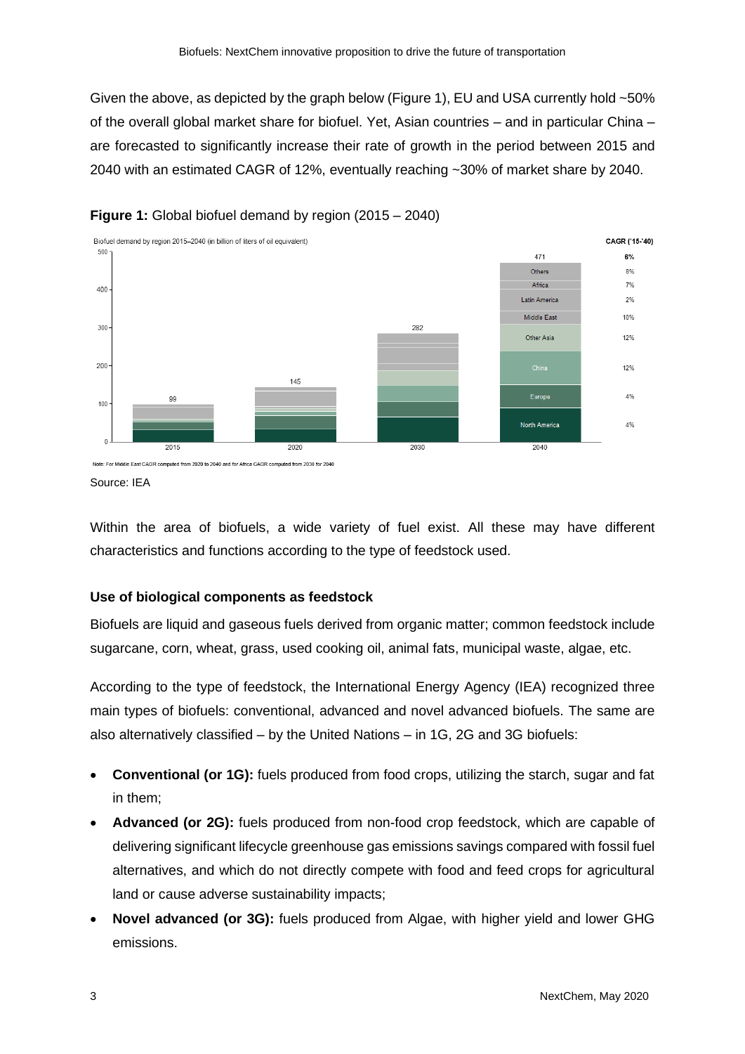Given the above, as depicted by the graph below (Figure 1), EU and USA currently hold ~50% of the overall global market share for biofuel. Yet, Asian countries – and in particular China – are forecasted to significantly increase their rate of growth in the period between 2015 and 2040 with an estimated CAGR of 12%, eventually reaching ~30% of market share by 2040.

**Figure 1:** Global biofuel demand by region (2015 – 2040)

Source: IEA

Within the area of biofuels, a wide variety of fuel exist. All these may have different characteristics and functions according to the type of feedstock used.

### Use of biological components as feedstock

Biofuels are liquid and gaseous fuels derived from organic matter; common feedstock include sugarcane, corn, wheat, grass, used cooking oil, animal fats, municipal waste, algae, etc.

According to the type of feedstock, the International Energy Agency (IEA) recognized three main types of biofuels: conventional, advanced and novel advanced biofuels. The same are also alternatively classified – by the United Nations – in 1G, 2G and 3G biofuels:

- **Conventional (or 1G):** fuels produced from food crops, utilizing the starch, sugar and fat in them;
- **Advanced (or 2G):** fuels produced from non-food crop feedstock, which are capable of delivering significant lifecycle greenhouse gas emissions savings compared with fossil fuel alternatives, and which do not directly compete with food and feed crops for agricultural land or cause adverse sustainability impacts;
- **Novel advanced (or 3G):** fuels produced from Algae, with higher yield and lower GHG emissions.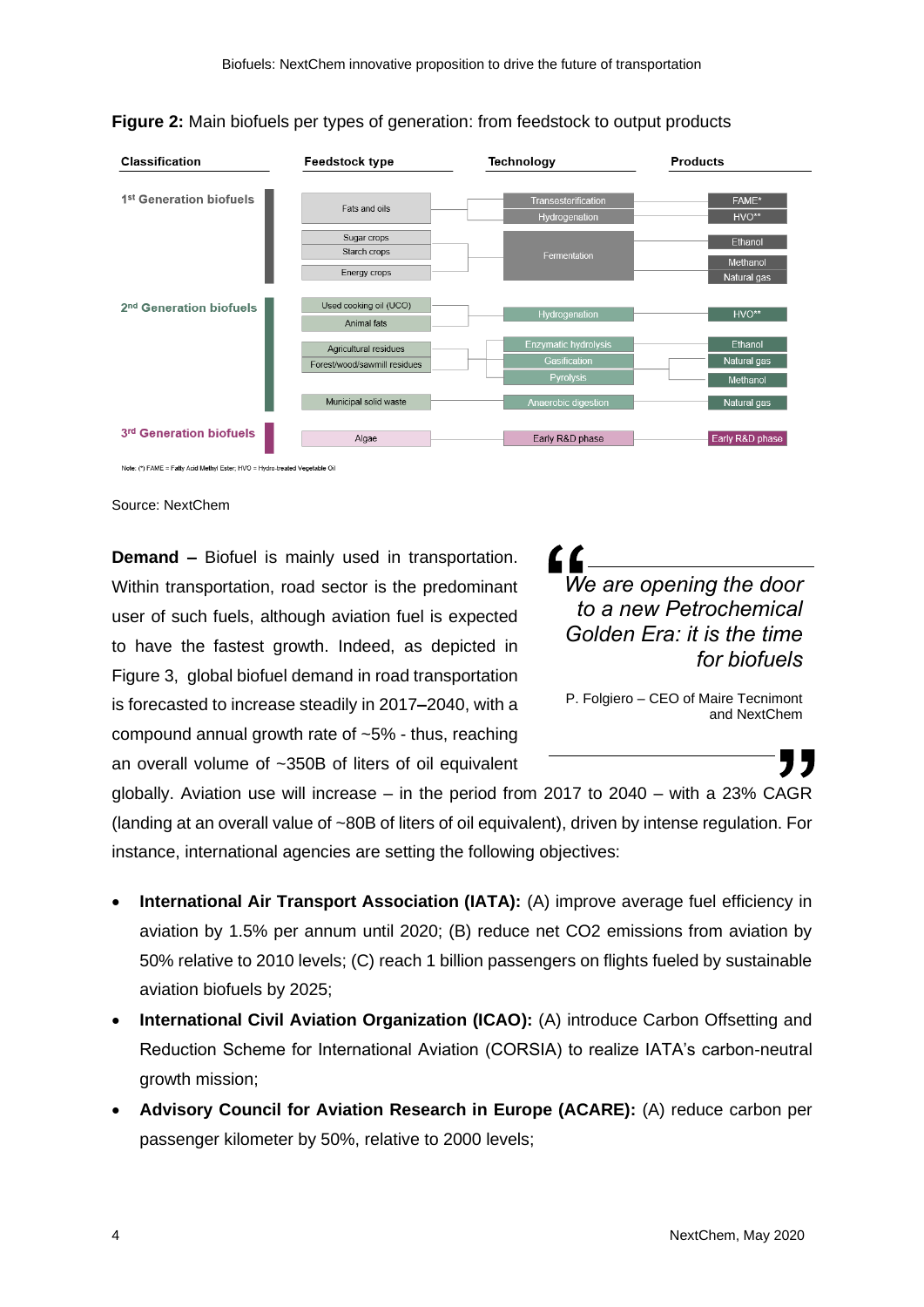**Figure 2:** Main biofuels per types of generation: from feedstock to output products

| Classification | Feedstock type | Technology | Products |
|---|---|---|---|
| 1st Generation biofuels | Fats and oils | Transesterification | FAME* |
| | | Hydrogenation | HVO** |
| | Sugar crops | Fermentation | Ethanol |
| | Starch crops | | Methanol |
| | Energy crops | | Natural gas |
| 2nd Generation biofuels | Used cooking oil (UCO) | Hydrogenation | HVO** |
| | Animal fats | | |
| | Agricultural residues | Enzymatic hydrolysis | Ethanol |
| | Forest/wood/sawmill residues | Gasification | Natural gas |
| | | Pyrolysis | Methanol |
| | Municipal solid waste | Anaerobic digestion | Natural gas |
| 3rd Generation biofuels | Algae | Early R&D phase | Early R&D phase |

Note: (*) FAME = Fatty Acid Methyl Ester; HVO = Hydro-treated Vegetable Oil

Source: NextChem

> *We are opening the door to a new Petrochemical Golden Era: it is the time for biofuels*
>
> P. Folgiero – CEO of Maire Tecnimont and NextChem

**Demand –** Biofuel is mainly used in transportation. Within transportation, road sector is the predominant user of such fuels, although aviation fuel is expected to have the fastest growth. Indeed, as depicted in Figure 3, global biofuel demand in road transportation is forecasted to increase steadily in 2017–2040, with a compound annual growth rate of ~5% - thus, reaching an overall volume of ~350B of liters of oil equivalent globally. Aviation use will increase – in the period from 2017 to 2040 – with a 23% CAGR (landing at an overall value of ~80B of liters of oil equivalent), driven by intense regulation. For instance, international agencies are setting the following objectives:

- **International Air Transport Association (IATA):** (A) improve average fuel efficiency in aviation by 1.5% per annum until 2020; (B) reduce net CO2 emissions from aviation by 50% relative to 2010 levels; (C) reach 1 billion passengers on flights fueled by sustainable aviation biofuels by 2025;
- **International Civil Aviation Organization (ICAO):** (A) introduce Carbon Offsetting and Reduction Scheme for International Aviation (CORSIA) to realize IATA's carbon-neutral growth mission;
- **Advisory Council for Aviation Research in Europe (ACARE):** (A) reduce carbon per passenger kilometer by 50%, relative to 2000 levels;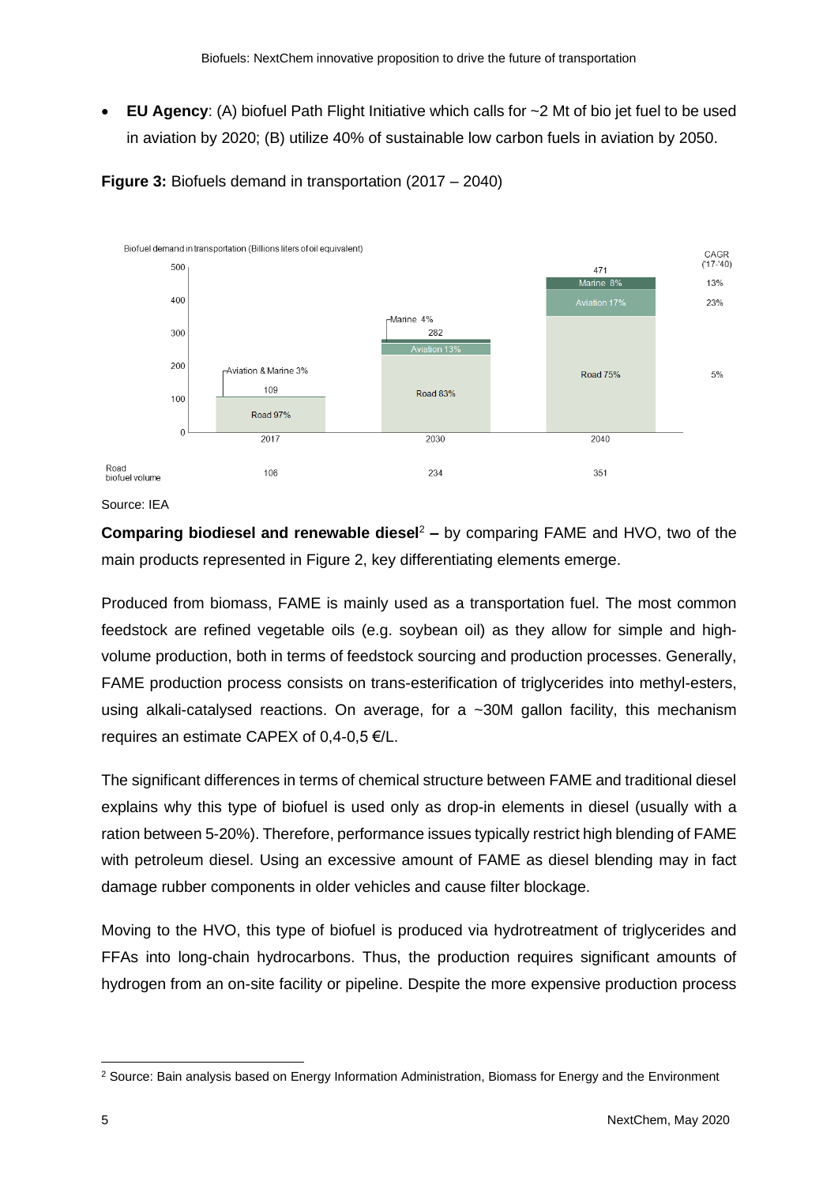- **EU Agency**: (A) biofuel Path Flight Initiative which calls for ~2 Mt of bio jet fuel to be used in aviation by 2020; (B) utilize 40% of sustainable low carbon fuels in aviation by 2050.

**Figure 3:** Biofuels demand in transportation (2017 – 2040)

Biofuel demand in transportation (Billions liters of oil equivalent)

| | 2017 | 2030 | 2040 | CAGR ('17-'40) |
|---|---|---|---|---|
| Total | 109 | 282 | 471 | |
| Marine | Aviation & Marine 3% | 4% | 8% | 13% |
| Aviation | | 13% | 17% | 23% |
| Road | 97% | 83% | 75% | 5% |
| Road biofuel volume | 106 | 234 | 351 | |

Source: IEA

**Comparing biodiesel and renewable diesel**[2] **–** by comparing FAME and HVO, two of the main products represented in Figure 2, key differentiating elements emerge.

Produced from biomass, FAME is mainly used as a transportation fuel. The most common feedstock are refined vegetable oils (e.g. soybean oil) as they allow for simple and high-volume production, both in terms of feedstock sourcing and production processes. Generally, FAME production process consists on trans-esterification of triglycerides into methyl-esters, using alkali-catalysed reactions. On average, for a ~30M gallon facility, this mechanism requires an estimate CAPEX of 0,4-0,5 €/L.

The significant differences in terms of chemical structure between FAME and traditional diesel explains why this type of biofuel is used only as drop-in elements in diesel (usually with a ration between 5-20%). Therefore, performance issues typically restrict high blending of FAME with petroleum diesel. Using an excessive amount of FAME as diesel blending may in fact damage rubber components in older vehicles and cause filter blockage.

Moving to the HVO, this type of biofuel is produced via hydrotreatment of triglycerides and FFAs into long-chain hydrocarbons. Thus, the production requires significant amounts of hydrogen from an on-site facility or pipeline. Despite the more expensive production process

[2] Source: Bain analysis based on Energy Information Administration, Biomass for Energy and the Environment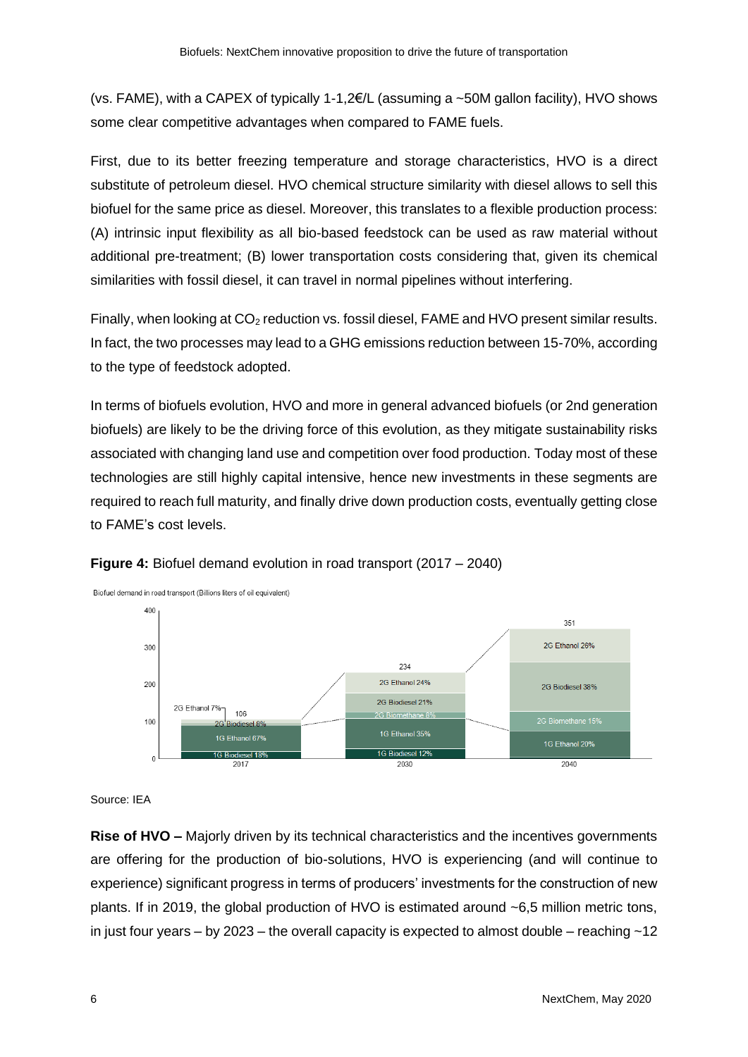(vs. FAME), with a CAPEX of typically 1-1,2€/L (assuming a ~50M gallon facility), HVO shows some clear competitive advantages when compared to FAME fuels.

First, due to its better freezing temperature and storage characteristics, HVO is a direct substitute of petroleum diesel. HVO chemical structure similarity with diesel allows to sell this biofuel for the same price as diesel. Moreover, this translates to a flexible production process: (A) intrinsic input flexibility as all bio-based feedstock can be used as raw material without additional pre-treatment; (B) lower transportation costs considering that, given its chemical similarities with fossil diesel, it can travel in normal pipelines without interfering.

Finally, when looking at $CO_2$ reduction vs. fossil diesel, FAME and HVO present similar results. In fact, the two processes may lead to a GHG emissions reduction between 15-70%, according to the type of feedstock adopted.

In terms of biofuels evolution, HVO and more in general advanced biofuels (or 2nd generation biofuels) are likely to be the driving force of this evolution, as they mitigate sustainability risks associated with changing land use and competition over food production. Today most of these technologies are still highly capital intensive, hence new investments in these segments are required to reach full maturity, and finally drive down production costs, eventually getting close to FAME's cost levels.

**Figure 4:** Biofuel demand evolution in road transport (2017 – 2040)

Biofuel demand in road transport (Billions liters of oil equivalent)

| | 2017 | 2030 | 2040 |
|---|---|---|---|
| Total | 106 | 234 | 351 |
| 2G Ethanol | 7% | 24% | 26% |
| 2G Biodiesel | 8% | 21% | 38% |
| 2G Biomethane | | 8% | 15% |
| 1G Ethanol | 67% | 35% | 20% |
| 1G Biodiesel | 18% | 12% | |

Source: IEA

**Rise of HVO –** Majorly driven by its technical characteristics and the incentives governments are offering for the production of bio-solutions, HVO is experiencing (and will continue to experience) significant progress in terms of producers' investments for the construction of new plants. If in 2019, the global production of HVO is estimated around ~6,5 million metric tons, in just four years – by 2023 – the overall capacity is expected to almost double – reaching ~12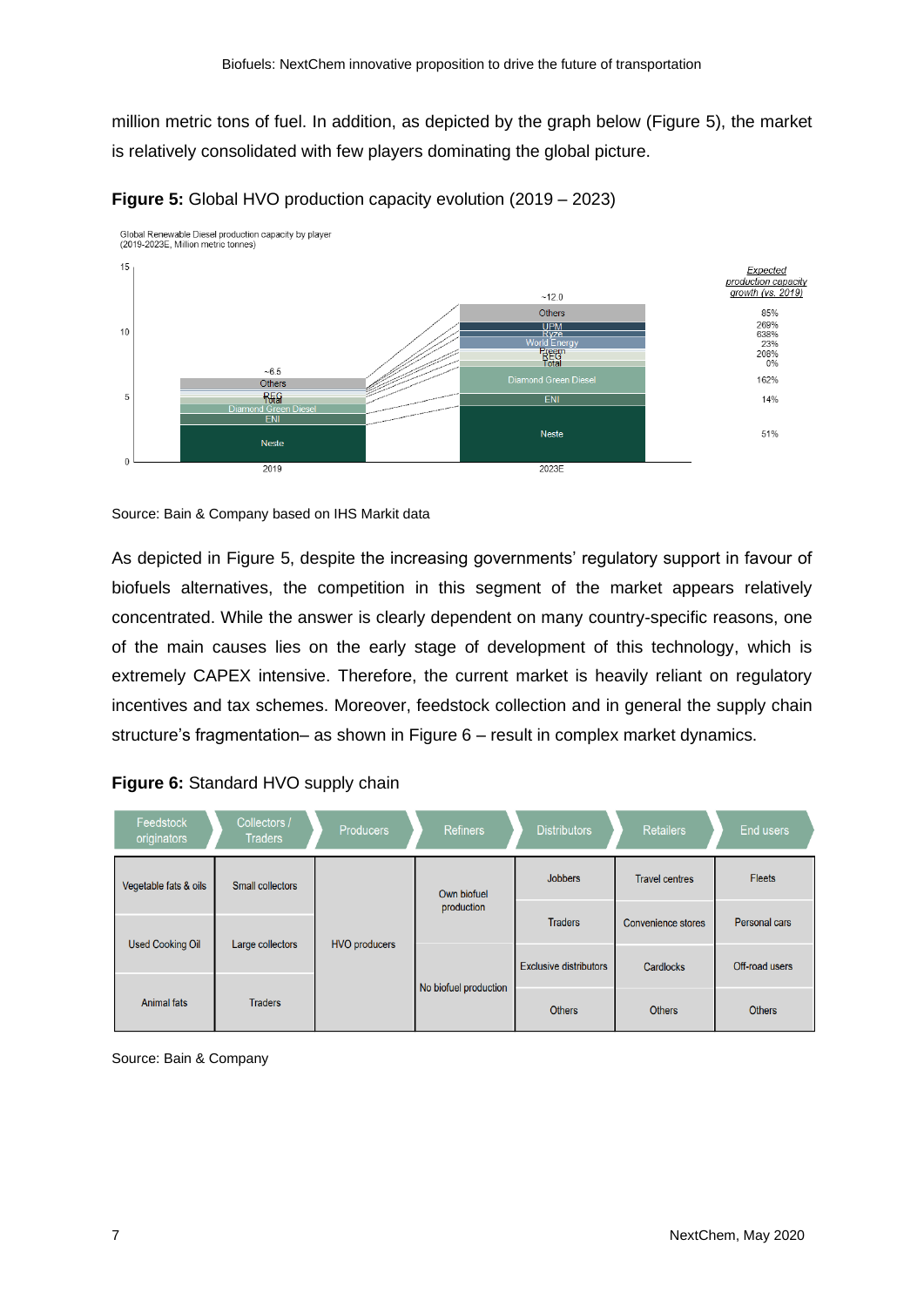million metric tons of fuel. In addition, as depicted by the graph below (Figure 5), the market is relatively consolidated with few players dominating the global picture.

**Figure 5:** Global HVO production capacity evolution (2019 – 2023)

Global Renewable Diesel production capacity by player (2019-2023E, Million metric tonnes)

| Player | Expected production capacity growth (vs. 2019) |
|---|---|
| Others | 85% |
| UPM | 269% |
| Ryze | 638% |
| World Energy | 23% |
| Preem | 208% |
| REG | 0% |
| Total | |
| Diamond Green Diesel | 162% |
| ENI | 14% |
| Neste | 51% |

Total capacity: ~6.5 (2019); ~12.0 (2023E)

Source: Bain & Company based on IHS Markit data

As depicted in Figure 5, despite the increasing governments' regulatory support in favour of biofuels alternatives, the competition in this segment of the market appears relatively concentrated. While the answer is clearly dependent on many country-specific reasons, one of the main causes lies on the early stage of development of this technology, which is extremely CAPEX intensive. Therefore, the current market is heavily reliant on regulatory incentives and tax schemes. Moreover, feedstock collection and in general the supply chain structure's fragmentation– as shown in Figure 6 – result in complex market dynamics.

**Figure 6:** Standard HVO supply chain

| Feedstock originators | Collectors / Traders | Producers | Refiners | Distributors | Retailers | End users |
|---|---|---|---|---|---|---|
| Vegetable fats & oils | Small collectors | HVO producers | Own biofuel production | Jobbers | Travel centres | Fleets |
| Used Cooking Oil | Large collectors | | | Traders | Convenience stores | Personal cars |
| Animal fats | Traders | | No biofuel production | Exclusive distributors | Cardlocks | Off-road users |
| | | | | Others | Others | Others |

Source: Bain & Company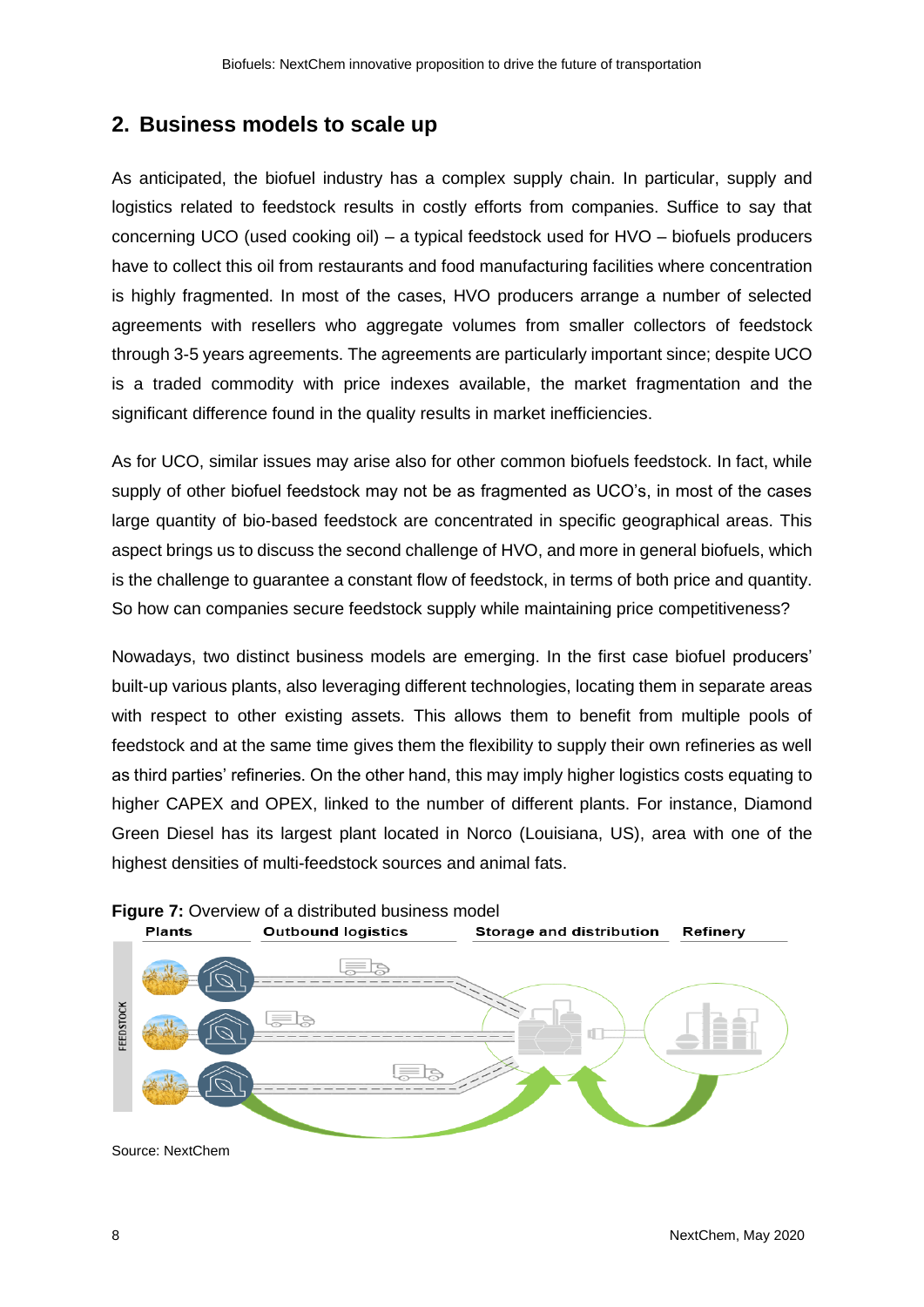## 2. Business models to scale up

As anticipated, the biofuel industry has a complex supply chain. In particular, supply and logistics related to feedstock results in costly efforts from companies. Suffice to say that concerning UCO (used cooking oil) – a typical feedstock used for HVO – biofuels producers have to collect this oil from restaurants and food manufacturing facilities where concentration is highly fragmented. In most of the cases, HVO producers arrange a number of selected agreements with resellers who aggregate volumes from smaller collectors of feedstock through 3-5 years agreements. The agreements are particularly important since; despite UCO is a traded commodity with price indexes available, the market fragmentation and the significant difference found in the quality results in market inefficiencies.

As for UCO, similar issues may arise also for other common biofuels feedstock. In fact, while supply of other biofuel feedstock may not be as fragmented as UCO's, in most of the cases large quantity of bio-based feedstock are concentrated in specific geographical areas. This aspect brings us to discuss the second challenge of HVO, and more in general biofuels, which is the challenge to guarantee a constant flow of feedstock, in terms of both price and quantity. So how can companies secure feedstock supply while maintaining price competitiveness?

Nowadays, two distinct business models are emerging. In the first case biofuel producers' built-up various plants, also leveraging different technologies, locating them in separate areas with respect to other existing assets. This allows them to benefit from multiple pools of feedstock and at the same time gives them the flexibility to supply their own refineries as well as third parties' refineries. On the other hand, this may imply higher logistics costs equating to higher CAPEX and OPEX, linked to the number of different plants. For instance, Diamond Green Diesel has its largest plant located in Norco (Louisiana, US), area with one of the highest densities of multi-feedstock sources and animal fats.

**Figure 7:** Overview of a distributed business model

Plants | Outbound logistics | Storage and distribution | Refinery

FEEDSTOCK

Source: NextChem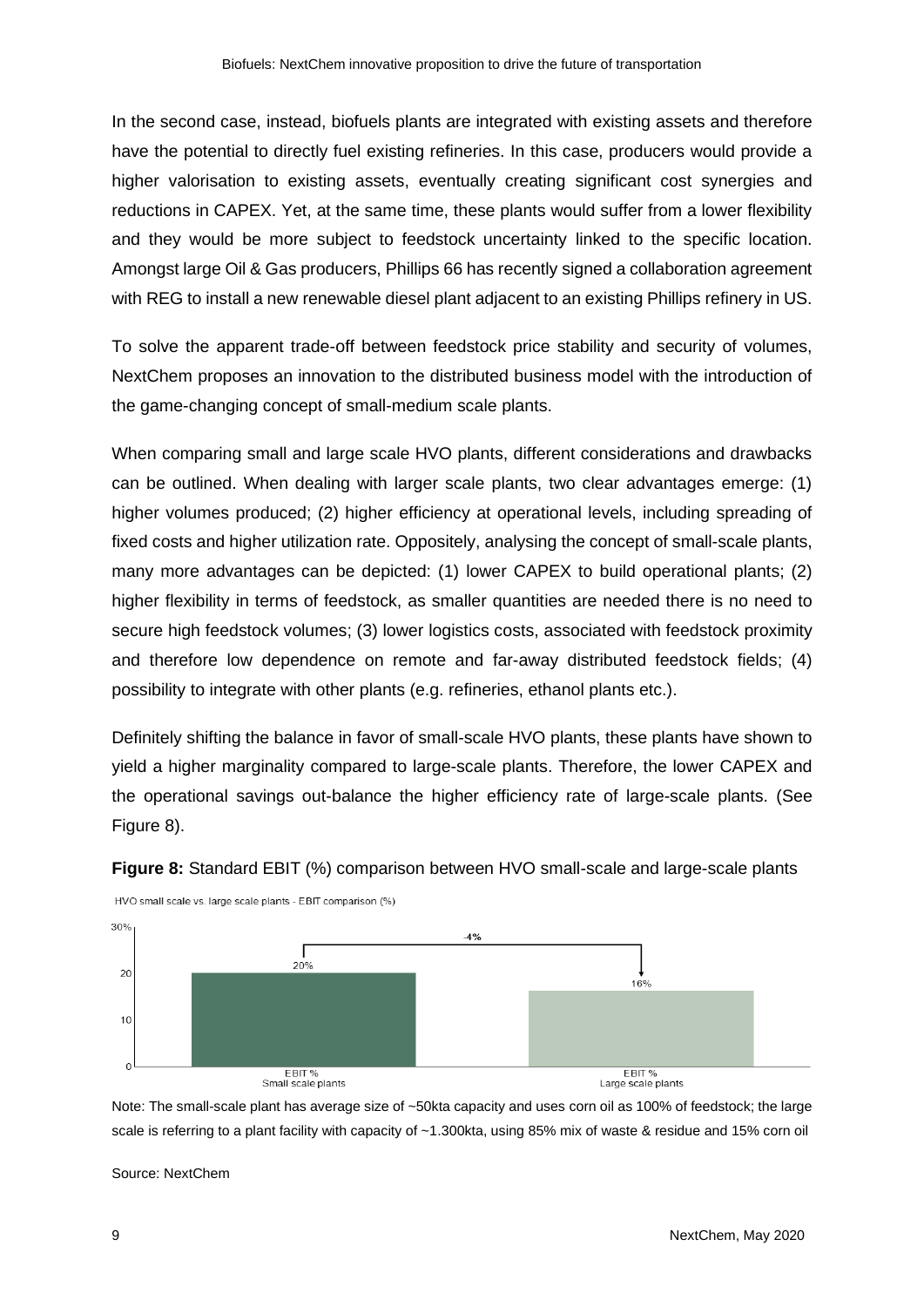In the second case, instead, biofuels plants are integrated with existing assets and therefore have the potential to directly fuel existing refineries. In this case, producers would provide a higher valorisation to existing assets, eventually creating significant cost synergies and reductions in CAPEX. Yet, at the same time, these plants would suffer from a lower flexibility and they would be more subject to feedstock uncertainty linked to the specific location. Amongst large Oil & Gas producers, Phillips 66 has recently signed a collaboration agreement with REG to install a new renewable diesel plant adjacent to an existing Phillips refinery in US.

To solve the apparent trade-off between feedstock price stability and security of volumes, NextChem proposes an innovation to the distributed business model with the introduction of the game-changing concept of small-medium scale plants.

When comparing small and large scale HVO plants, different considerations and drawbacks can be outlined. When dealing with larger scale plants, two clear advantages emerge: (1) higher volumes produced; (2) higher efficiency at operational levels, including spreading of fixed costs and higher utilization rate. Oppositely, analysing the concept of small-scale plants, many more advantages can be depicted: (1) lower CAPEX to build operational plants; (2) higher flexibility in terms of feedstock, as smaller quantities are needed there is no need to secure high feedstock volumes; (3) lower logistics costs, associated with feedstock proximity and therefore low dependence on remote and far-away distributed feedstock fields; (4) possibility to integrate with other plants (e.g. refineries, ethanol plants etc.).

Definitely shifting the balance in favor of small-scale HVO plants, these plants have shown to yield a higher marginality compared to large-scale plants. Therefore, the lower CAPEX and the operational savings out-balance the higher efficiency rate of large-scale plants. (See Figure 8).

**Figure 8:** Standard EBIT (%) comparison between HVO small-scale and large-scale plants

HVO small scale vs. large scale plants - EBIT comparison (%)

| | EBIT % Small scale plants | EBIT % Large scale plants |
|---|---|---|
| EBIT (%) | 20% | 16% |
| Difference | | -4% |

Note: The small-scale plant has average size of ~50kta capacity and uses corn oil as 100% of feedstock; the large scale is referring to a plant facility with capacity of ~1.300kta, using 85% mix of waste & residue and 15% corn oil

Source: NextChem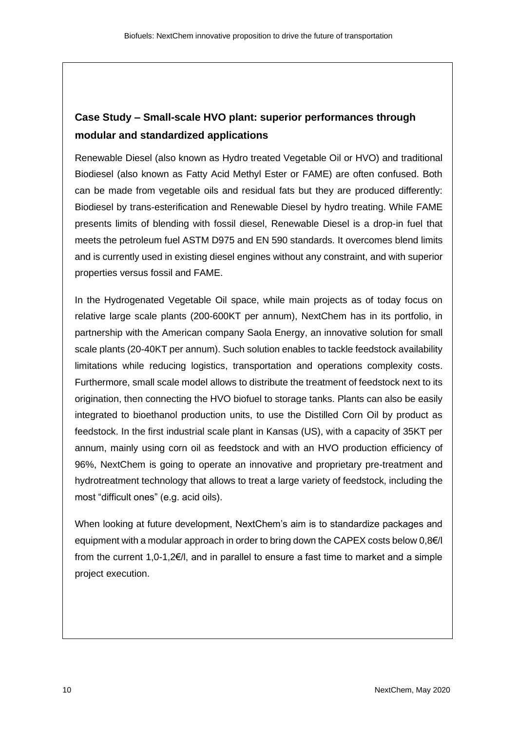## Case Study – Small-scale HVO plant: superior performances through modular and standardized applications

Renewable Diesel (also known as Hydro treated Vegetable Oil or HVO) and traditional Biodiesel (also known as Fatty Acid Methyl Ester or FAME) are often confused. Both can be made from vegetable oils and residual fats but they are produced differently: Biodiesel by trans-esterification and Renewable Diesel by hydro treating. While FAME presents limits of blending with fossil diesel, Renewable Diesel is a drop-in fuel that meets the petroleum fuel ASTM D975 and EN 590 standards. It overcomes blend limits and is currently used in existing diesel engines without any constraint, and with superior properties versus fossil and FAME.

In the Hydrogenated Vegetable Oil space, while main projects as of today focus on relative large scale plants (200-600KT per annum), NextChem has in its portfolio, in partnership with the American company Saola Energy, an innovative solution for small scale plants (20-40KT per annum). Such solution enables to tackle feedstock availability limitations while reducing logistics, transportation and operations complexity costs. Furthermore, small scale model allows to distribute the treatment of feedstock next to its origination, then connecting the HVO biofuel to storage tanks. Plants can also be easily integrated to bioethanol production units, to use the Distilled Corn Oil by product as feedstock. In the first industrial scale plant in Kansas (US), with a capacity of 35KT per annum, mainly using corn oil as feedstock and with an HVO production efficiency of 96%, NextChem is going to operate an innovative and proprietary pre-treatment and hydrotreatment technology that allows to treat a large variety of feedstock, including the most "difficult ones" (e.g. acid oils).

When looking at future development, NextChem's aim is to standardize packages and equipment with a modular approach in order to bring down the CAPEX costs below 0,8€/l from the current 1,0-1,2€/l, and in parallel to ensure a fast time to market and a simple project execution.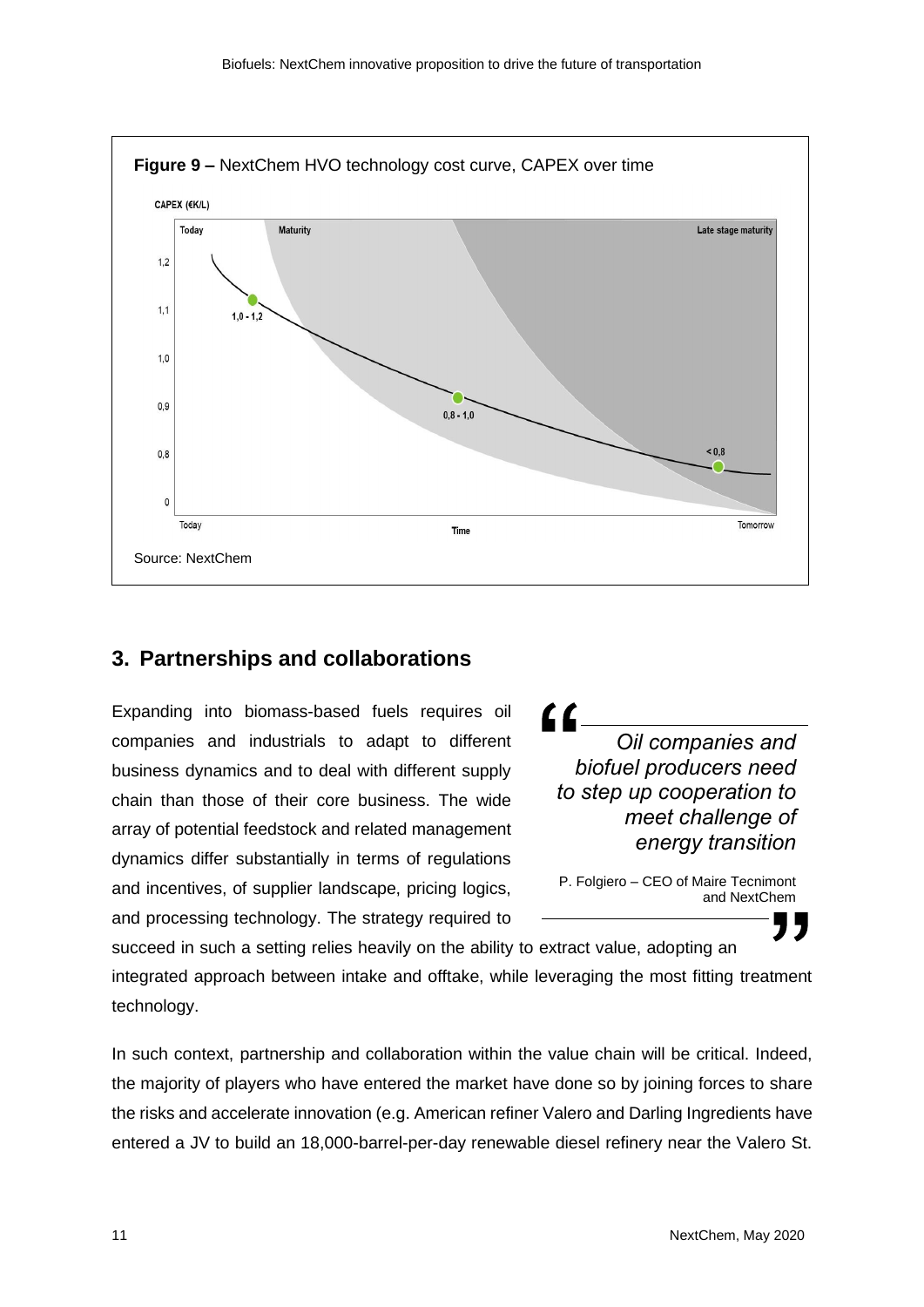**Figure 9 –** NextChem HVO technology cost curve, CAPEX over time

Source: NextChem

## 3. Partnerships and collaborations

Expanding into biomass-based fuels requires oil companies and industrials to adapt to different business dynamics and to deal with different supply chain than those of their core business. The wide array of potential feedstock and related management dynamics differ substantially in terms of regulations and incentives, of supplier landscape, pricing logics, and processing technology. The strategy required to succeed in such a setting relies heavily on the ability to extract value, adopting an integrated approach between intake and offtake, while leveraging the most fitting treatment technology.

> *Oil companies and biofuel producers need to step up cooperation to meet challenge of energy transition*
>
> P. Folgiero – CEO of Maire Tecnimont and NextChem

In such context, partnership and collaboration within the value chain will be critical. Indeed, the majority of players who have entered the market have done so by joining forces to share the risks and accelerate innovation (e.g. American refiner Valero and Darling Ingredients have entered a JV to build an 18,000-barrel-per-day renewable diesel refinery near the Valero St.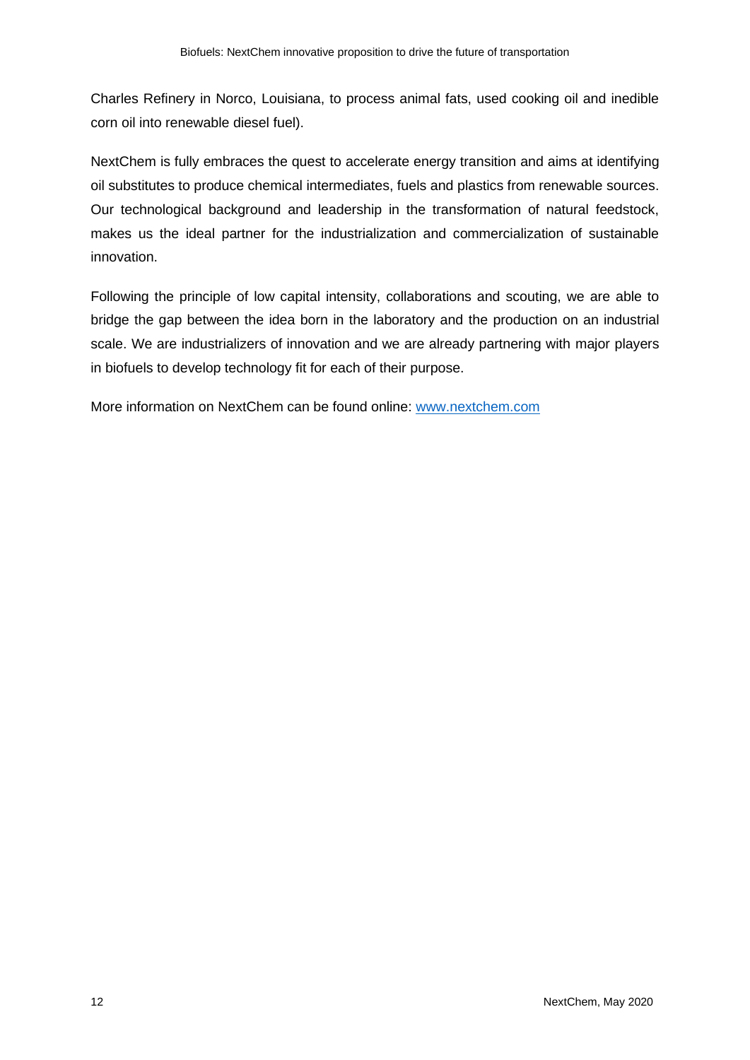Charles Refinery in Norco, Louisiana, to process animal fats, used cooking oil and inedible corn oil into renewable diesel fuel).

NextChem is fully embraces the quest to accelerate energy transition and aims at identifying oil substitutes to produce chemical intermediates, fuels and plastics from renewable sources. Our technological background and leadership in the transformation of natural feedstock, makes us the ideal partner for the industrialization and commercialization of sustainable innovation.

Following the principle of low capital intensity, collaborations and scouting, we are able to bridge the gap between the idea born in the laboratory and the production on an industrial scale. We are industrializers of innovation and we are already partnering with major players in biofuels to develop technology fit for each of their purpose.

More information on NextChem can be found online: [www.nextchem.com](http://www.nextchem.com)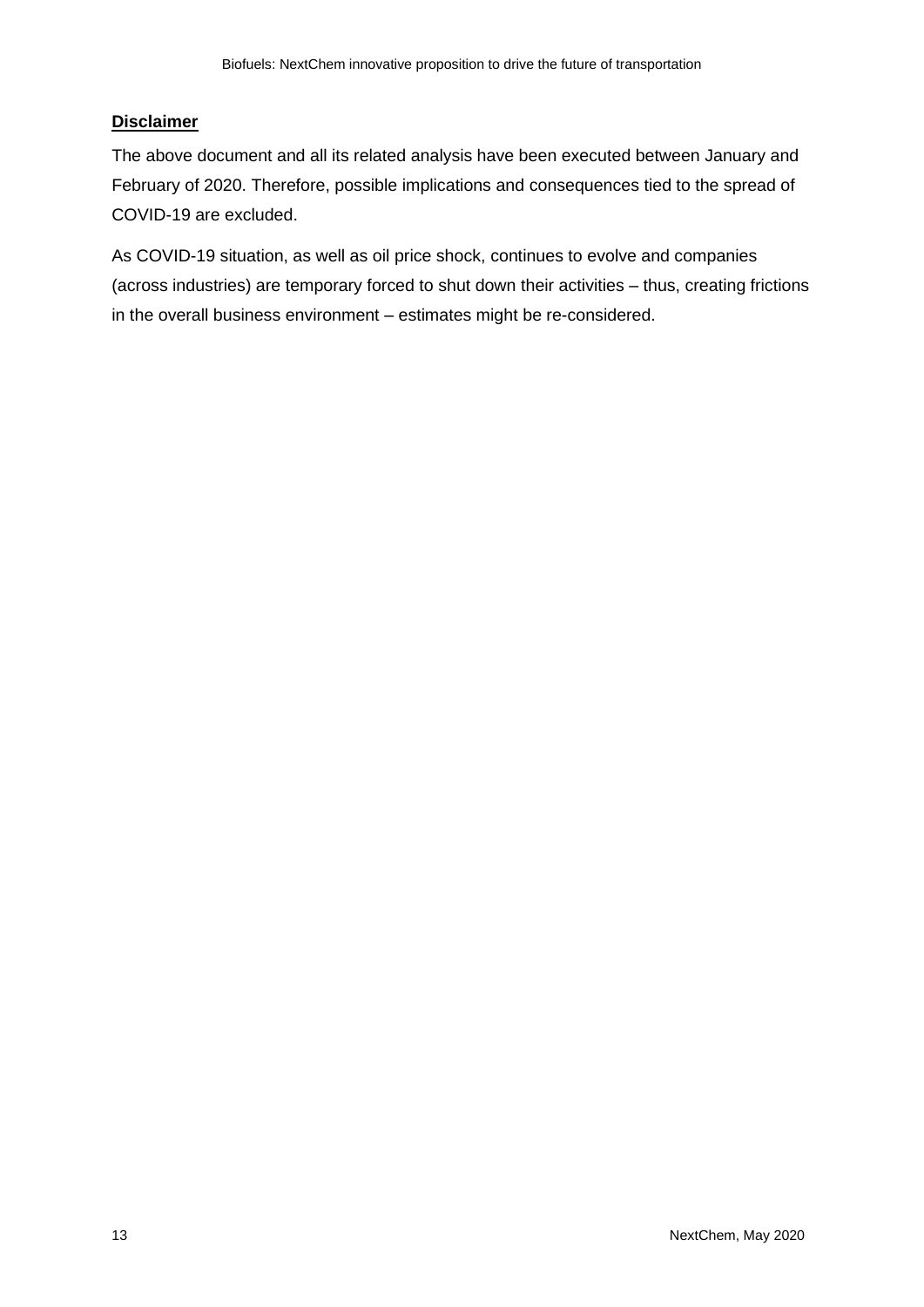**Disclaimer**

The above document and all its related analysis have been executed between January and February of 2020. Therefore, possible implications and consequences tied to the spread of COVID-19 are excluded.

As COVID-19 situation, as well as oil price shock, continues to evolve and companies (across industries) are temporary forced to shut down their activities – thus, creating frictions in the overall business environment – estimates might be re-considered.